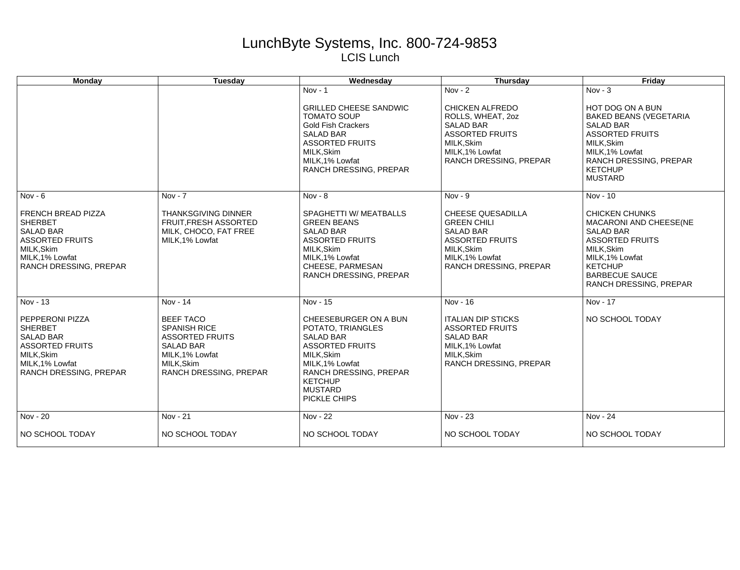# LunchByte Systems, Inc. 800-724-9853

## LCIS Lunch

| Monday | Tuesday | Wednesday | Thursday | Friday |
|---|---|---|---|---|
| | | Nov - 1<br><br>GRILLED CHEESE SANDWIC<br>TOMATO SOUP<br>Gold Fish Crackers<br>SALAD BAR<br>ASSORTED FRUITS<br>MILK,Skim<br>MILK,1% Lowfat<br>RANCH DRESSING, PREPAR | Nov - 2<br><br>CHICKEN ALFREDO<br>ROLLS, WHEAT, 2oz<br>SALAD BAR<br>ASSORTED FRUITS<br>MILK,Skim<br>MILK,1% Lowfat<br>RANCH DRESSING, PREPAR | Nov - 3<br><br>HOT DOG ON A BUN<br>BAKED BEANS (VEGETARIA<br>SALAD BAR<br>ASSORTED FRUITS<br>MILK,Skim<br>MILK,1% Lowfat<br>RANCH DRESSING, PREPAR<br>KETCHUP<br>MUSTARD |
| Nov - 6<br><br>FRENCH BREAD PIZZA<br>SHERBET<br>SALAD BAR<br>ASSORTED FRUITS<br>MILK,Skim<br>MILK,1% Lowfat<br>RANCH DRESSING, PREPAR | Nov - 7<br><br>THANKSGIVING DINNER<br>FRUIT,FRESH ASSORTED<br>MILK, CHOCO, FAT FREE<br>MILK,1% Lowfat | Nov - 8<br><br>SPAGHETTI W/ MEATBALLS<br>GREEN BEANS<br>SALAD BAR<br>ASSORTED FRUITS<br>MILK,Skim<br>MILK,1% Lowfat<br>CHEESE, PARMESAN<br>RANCH DRESSING, PREPAR | Nov - 9<br><br>CHEESE QUESADILLA<br>GREEN CHILI<br>SALAD BAR<br>ASSORTED FRUITS<br>MILK,Skim<br>MILK,1% Lowfat<br>RANCH DRESSING, PREPAR | Nov - 10<br><br>CHICKEN CHUNKS<br>MACARONI AND CHEESE(NE<br>SALAD BAR<br>ASSORTED FRUITS<br>MILK,Skim<br>MILK,1% Lowfat<br>KETCHUP<br>BARBECUE SAUCE<br>RANCH DRESSING, PREPAR |
| Nov - 13<br><br>PEPPERONI PIZZA<br>SHERBET<br>SALAD BAR<br>ASSORTED FRUITS<br>MILK,Skim<br>MILK,1% Lowfat<br>RANCH DRESSING, PREPAR | Nov - 14<br><br>BEEF TACO<br>SPANISH RICE<br>ASSORTED FRUITS<br>SALAD BAR<br>MILK,1% Lowfat<br>MILK,Skim<br>RANCH DRESSING, PREPAR | Nov - 15<br><br>CHEESEBURGER ON A BUN<br>POTATO, TRIANGLES<br>SALAD BAR<br>ASSORTED FRUITS<br>MILK,Skim<br>MILK,1% Lowfat<br>RANCH DRESSING, PREPAR<br>KETCHUP<br>MUSTARD<br>PICKLE CHIPS | Nov - 16<br><br>ITALIAN DIP STICKS<br>ASSORTED FRUITS<br>SALAD BAR<br>MILK,1% Lowfat<br>MILK,Skim<br>RANCH DRESSING, PREPAR | Nov - 17<br><br>NO SCHOOL TODAY |
| Nov - 20<br><br>NO SCHOOL TODAY | Nov - 21<br><br>NO SCHOOL TODAY | Nov - 22<br><br>NO SCHOOL TODAY | Nov - 23<br><br>NO SCHOOL TODAY | Nov - 24<br><br>NO SCHOOL TODAY |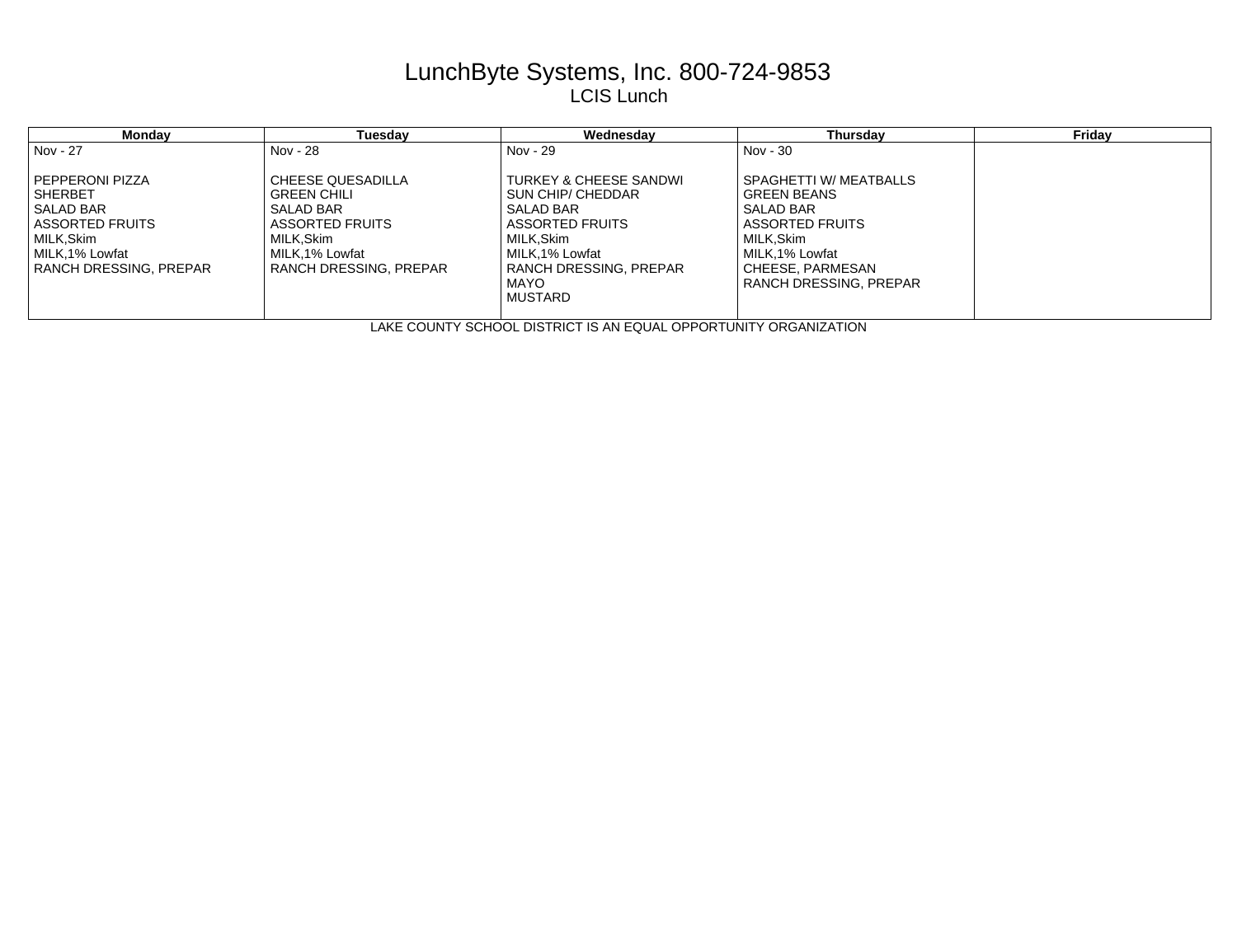# LunchByte Systems, Inc. 800-724-9853

## LCIS Lunch

| Monday | Tuesday | Wednesday | Thursday | Friday |
|---|---|---|---|---|
| Nov - 27<br><br>PEPPERONI PIZZA<br>SHERBET<br>SALAD BAR<br>ASSORTED FRUITS<br>MILK,Skim<br>MILK,1% Lowfat<br>RANCH DRESSING, PREPAR | Nov - 28<br><br>CHEESE QUESADILLA<br>GREEN CHILI<br>SALAD BAR<br>ASSORTED FRUITS<br>MILK,Skim<br>MILK,1% Lowfat<br>RANCH DRESSING, PREPAR | Nov - 29<br><br>TURKEY & CHEESE SANDWI<br>SUN CHIP/ CHEDDAR<br>SALAD BAR<br>ASSORTED FRUITS<br>MILK,Skim<br>MILK,1% Lowfat<br>RANCH DRESSING, PREPAR<br>MAYO<br>MUSTARD | Nov - 30<br><br>SPAGHETTI W/ MEATBALLS<br>GREEN BEANS<br>SALAD BAR<br>ASSORTED FRUITS<br>MILK,Skim<br>MILK,1% Lowfat<br>CHEESE, PARMESAN<br>RANCH DRESSING, PREPAR | |

LAKE COUNTY SCHOOL DISTRICT IS AN EQUAL OPPORTUNITY ORGANIZATION